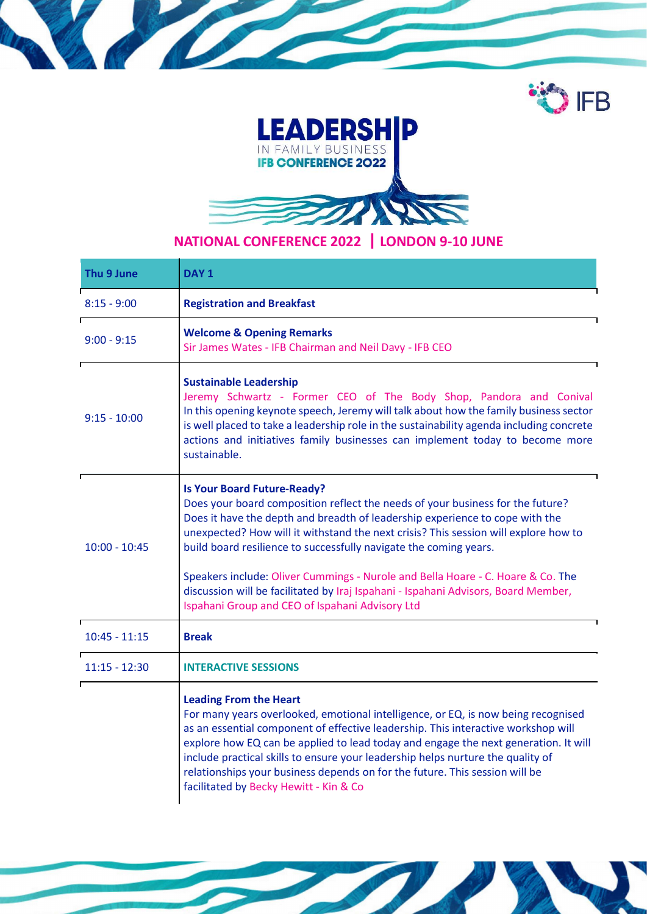# LEADERSHIP IN FAMILY BUSINESS

**IFB CONFERENCE 2022**

## NATIONAL CONFERENCE 2022 | LONDON 9-10 JUNE

| Thu 9 June | DAY 1 |
|---|---|
| 8:15 - 9:00 | **Registration and Breakfast** |
| 9:00 - 9:15 | **Welcome & Opening Remarks**<br>Sir James Wates - IFB Chairman and Neil Davy - IFB CEO |
| 9:15 - 10:00 | **Sustainable Leadership**<br>Jeremy Schwartz - Former CEO of The Body Shop, Pandora and Conival<br>In this opening keynote speech, Jeremy will talk about how the family business sector is well placed to take a leadership role in the sustainability agenda including concrete actions and initiatives family businesses can implement today to become more sustainable. |
| 10:00 - 10:45 | **Is Your Board Future-Ready?**<br>Does your board composition reflect the needs of your business for the future? Does it have the depth and breadth of leadership experience to cope with the unexpected? How will it withstand the next crisis? This session will explore how to build board resilience to successfully navigate the coming years.<br><br>Speakers include: Oliver Cummings - Nurole and Bella Hoare - C. Hoare & Co. The discussion will be facilitated by Iraj Ispahani - Ispahani Advisors, Board Member, Ispahani Group and CEO of Ispahani Advisory Ltd |
| 10:45 - 11:15 | **Break** |
| 11:15 - 12:30 | **INTERACTIVE SESSIONS** |
| | **Leading From the Heart**<br>For many years overlooked, emotional intelligence, or EQ, is now being recognised as an essential component of effective leadership. This interactive workshop will explore how EQ can be applied to lead today and engage the next generation. It will include practical skills to ensure your leadership helps nurture the quality of relationships your business depends on for the future. This session will be facilitated by Becky Hewitt - Kin & Co |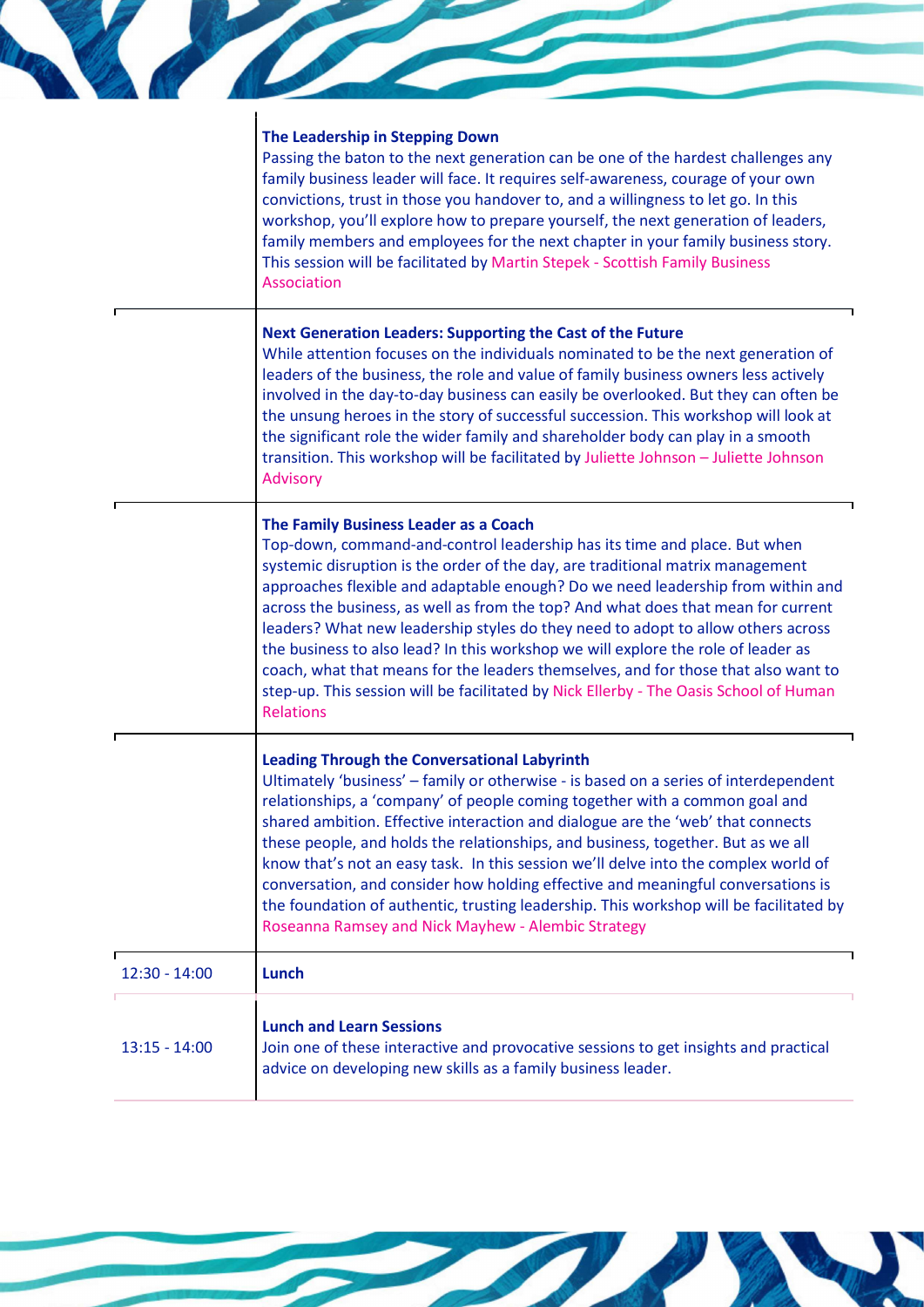| | |
|---|---|
| | **The Leadership in Stepping Down**<br>Passing the baton to the next generation can be one of the hardest challenges any family business leader will face. It requires self-awareness, courage of your own convictions, trust in those you handover to, and a willingness to let go. In this workshop, you'll explore how to prepare yourself, the next generation of leaders, family members and employees for the next chapter in your family business story. This session will be facilitated by Martin Stepek - Scottish Family Business Association |
| | **Next Generation Leaders: Supporting the Cast of the Future**<br>While attention focuses on the individuals nominated to be the next generation of leaders of the business, the role and value of family business owners less actively involved in the day-to-day business can easily be overlooked. But they can often be the unsung heroes in the story of successful succession. This workshop will look at the significant role the wider family and shareholder body can play in a smooth transition. This workshop will be facilitated by Juliette Johnson – Juliette Johnson Advisory |
| | **The Family Business Leader as a Coach**<br>Top-down, command-and-control leadership has its time and place. But when systemic disruption is the order of the day, are traditional matrix management approaches flexible and adaptable enough? Do we need leadership from within and across the business, as well as from the top? And what does that mean for current leaders? What new leadership styles do they need to adopt to allow others across the business to also lead? In this workshop we will explore the role of leader as coach, what that means for the leaders themselves, and for those that also want to step-up. This session will be facilitated by Nick Ellerby - The Oasis School of Human Relations |
| | **Leading Through the Conversational Labyrinth**<br>Ultimately 'business' – family or otherwise - is based on a series of interdependent relationships, a 'company' of people coming together with a common goal and shared ambition. Effective interaction and dialogue are the 'web' that connects these people, and holds the relationships, and business, together. But as we all know that's not an easy task. In this session we'll delve into the complex world of conversation, and consider how holding effective and meaningful conversations is the foundation of authentic, trusting leadership. This workshop will be facilitated by Roseanna Ramsey and Nick Mayhew - Alembic Strategy |
| 12:30 - 14:00 | **Lunch** |
| 13:15 - 14:00 | **Lunch and Learn Sessions**<br>Join one of these interactive and provocative sessions to get insights and practical advice on developing new skills as a family business leader. |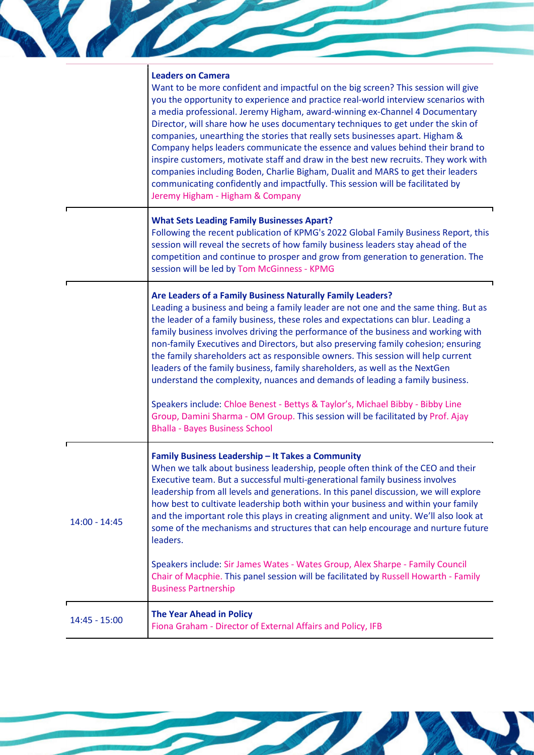| | |
|---|---|
| | **Leaders on Camera**<br>Want to be more confident and impactful on the big screen? This session will give you the opportunity to experience and practice real-world interview scenarios with a media professional. Jeremy Higham, award-winning ex-Channel 4 Documentary Director, will share how he uses documentary techniques to get under the skin of companies, unearthing the stories that really sets businesses apart. Higham & Company helps leaders communicate the essence and values behind their brand to inspire customers, motivate staff and draw in the best new recruits. They work with companies including Boden, Charlie Bigham, Dualit and MARS to get their leaders communicating confidently and impactfully. This session will be facilitated by Jeremy Higham - Higham & Company |
| | **What Sets Leading Family Businesses Apart?**<br>Following the recent publication of KPMG's 2022 Global Family Business Report, this session will reveal the secrets of how family business leaders stay ahead of the competition and continue to prosper and grow from generation to generation. The session will be led by Tom McGinness - KPMG |
| | **Are Leaders of a Family Business Naturally Family Leaders?**<br>Leading a business and being a family leader are not one and the same thing. But as the leader of a family business, these roles and expectations can blur. Leading a family business involves driving the performance of the business and working with non-family Executives and Directors, but also preserving family cohesion; ensuring the family shareholders act as responsible owners. This session will help current leaders of the family business, family shareholders, as well as the NextGen understand the complexity, nuances and demands of leading a family business.<br><br>Speakers include: Chloe Benest - Bettys & Taylor's, Michael Bibby - Bibby Line Group, Damini Sharma - OM Group. This session will be facilitated by Prof. Ajay Bhalla - Bayes Business School |
| 14:00 - 14:45 | **Family Business Leadership – It Takes a Community**<br>When we talk about business leadership, people often think of the CEO and their Executive team. But a successful multi-generational family business involves leadership from all levels and generations. In this panel discussion, we will explore how best to cultivate leadership both within your business and within your family and the important role this plays in creating alignment and unity. We'll also look at some of the mechanisms and structures that can help encourage and nurture future leaders.<br><br>Speakers include: Sir James Wates - Wates Group, Alex Sharpe - Family Council Chair of Macphie. This panel session will be facilitated by Russell Howarth - Family Business Partnership |
| 14:45 - 15:00 | **The Year Ahead in Policy**<br>Fiona Graham - Director of External Affairs and Policy, IFB |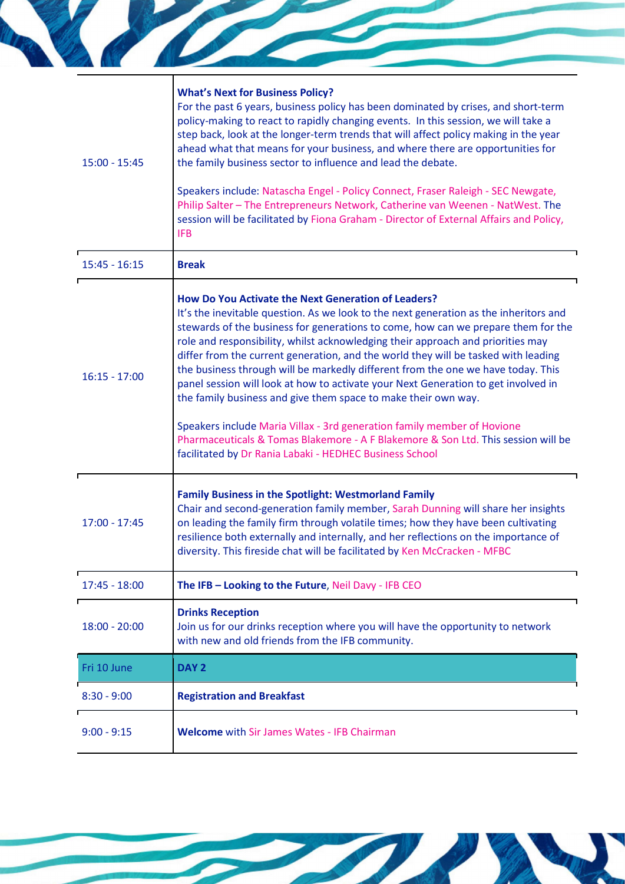| | |
|---|---|
| 15:00 - 15:45 | **What's Next for Business Policy?**<br>For the past 6 years, business policy has been dominated by crises, and short-term policy-making to react to rapidly changing events. In this session, we will take a step back, look at the longer-term trends that will affect policy making in the year ahead what that means for your business, and where there are opportunities for the family business sector to influence and lead the debate.<br><br>Speakers include: Natascha Engel - Policy Connect, Fraser Raleigh - SEC Newgate, Philip Salter – The Entrepreneurs Network, Catherine van Weenen - NatWest. The session will be facilitated by Fiona Graham - Director of External Affairs and Policy, IFB |
| 15:45 - 16:15 | **Break** |
| 16:15 - 17:00 | **How Do You Activate the Next Generation of Leaders?**<br>It's the inevitable question. As we look to the next generation as the inheritors and stewards of the business for generations to come, how can we prepare them for the role and responsibility, whilst acknowledging their approach and priorities may differ from the current generation, and the world they will be tasked with leading the business through will be markedly different from the one we have today. This panel session will look at how to activate your Next Generation to get involved in the family business and give them space to make their own way.<br><br>Speakers include Maria Villax - 3rd generation family member of Hovione Pharmaceuticals & Tomas Blakemore - A F Blakemore & Son Ltd. This session will be facilitated by Dr Rania Labaki - HEDHEC Business School |
| 17:00 - 17:45 | **Family Business in the Spotlight: Westmorland Family**<br>Chair and second-generation family member, Sarah Dunning will share her insights on leading the family firm through volatile times; how they have been cultivating resilience both externally and internally, and her reflections on the importance of diversity. This fireside chat will be facilitated by Ken McCracken - MFBC |
| 17:45 - 18:00 | **The IFB – Looking to the Future**, Neil Davy - IFB CEO |
| 18:00 - 20:00 | **Drinks Reception**<br>Join us for our drinks reception where you will have the opportunity to network with new and old friends from the IFB community. |
| Fri 10 June | **DAY 2** |
| 8:30 - 9:00 | **Registration and Breakfast** |
| 9:00 - 9:15 | **Welcome** with Sir James Wates - IFB Chairman |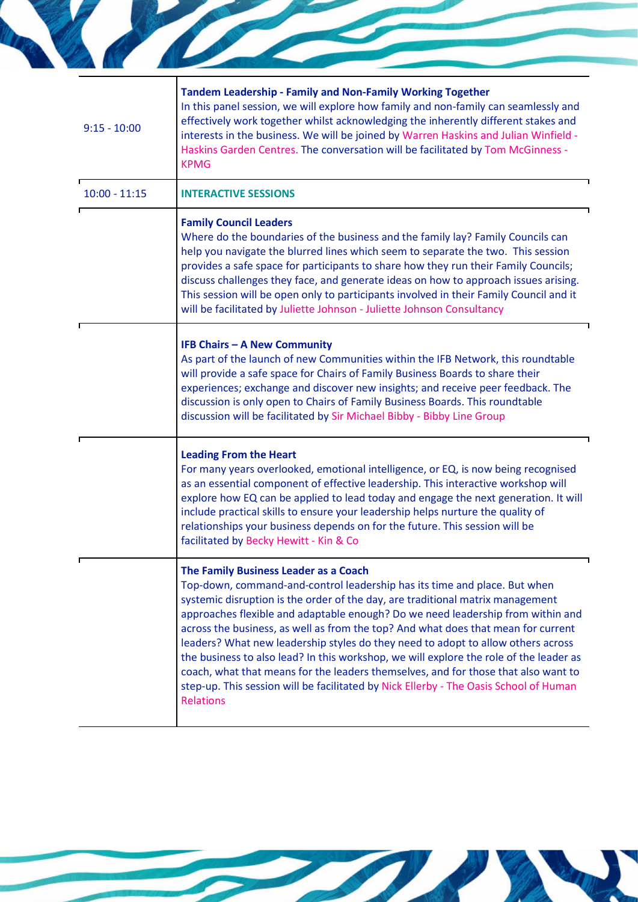| | |
|---|---|
| 9:15 - 10:00 | **Tandem Leadership - Family and Non-Family Working Together**<br>In this panel session, we will explore how family and non-family can seamlessly and effectively work together whilst acknowledging the inherently different stakes and interests in the business. We will be joined by Warren Haskins and Julian Winfield - Haskins Garden Centres. The conversation will be facilitated by Tom McGinness - KPMG |
| 10:00 - 11:15 | **INTERACTIVE SESSIONS** |
| | **Family Council Leaders**<br>Where do the boundaries of the business and the family lay? Family Councils can help you navigate the blurred lines which seem to separate the two. This session provides a safe space for participants to share how they run their Family Councils; discuss challenges they face, and generate ideas on how to approach issues arising. This session will be open only to participants involved in their Family Council and it will be facilitated by Juliette Johnson - Juliette Johnson Consultancy |
| | **IFB Chairs – A New Community**<br>As part of the launch of new Communities within the IFB Network, this roundtable will provide a safe space for Chairs of Family Business Boards to share their experiences; exchange and discover new insights; and receive peer feedback. The discussion is only open to Chairs of Family Business Boards. This roundtable discussion will be facilitated by Sir Michael Bibby - Bibby Line Group |
| | **Leading From the Heart**<br>For many years overlooked, emotional intelligence, or EQ, is now being recognised as an essential component of effective leadership. This interactive workshop will explore how EQ can be applied to lead today and engage the next generation. It will include practical skills to ensure your leadership helps nurture the quality of relationships your business depends on for the future. This session will be facilitated by Becky Hewitt - Kin & Co |
| | **The Family Business Leader as a Coach**<br>Top-down, command-and-control leadership has its time and place. But when systemic disruption is the order of the day, are traditional matrix management approaches flexible and adaptable enough? Do we need leadership from within and across the business, as well as from the top? And what does that mean for current leaders? What new leadership styles do they need to adopt to allow others across the business to also lead? In this workshop, we will explore the role of the leader as coach, what that means for the leaders themselves, and for those that also want to step-up. This session will be facilitated by Nick Ellerby - The Oasis School of Human Relations |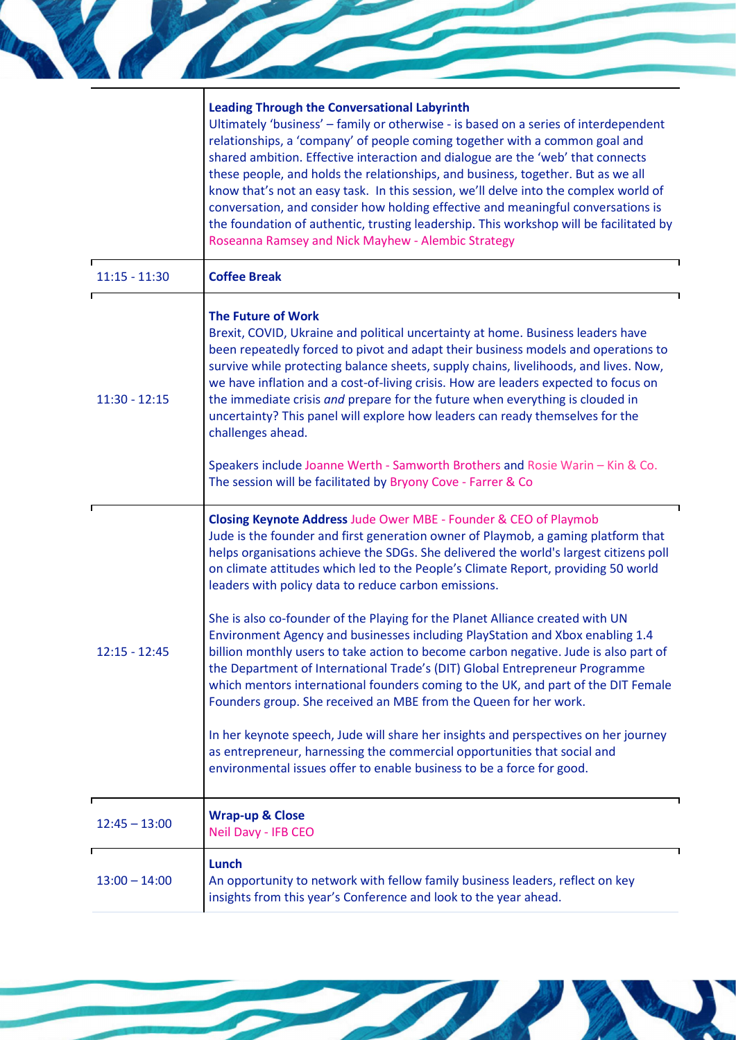| | |
|---|---|
| | **Leading Through the Conversational Labyrinth**<br>Ultimately 'business' – family or otherwise - is based on a series of interdependent relationships, a 'company' of people coming together with a common goal and shared ambition. Effective interaction and dialogue are the 'web' that connects these people, and holds the relationships, and business, together. But as we all know that's not an easy task. In this session, we'll delve into the complex world of conversation, and consider how holding effective and meaningful conversations is the foundation of authentic, trusting leadership. This workshop will be facilitated by Roseanna Ramsey and Nick Mayhew - Alembic Strategy |
| 11:15 - 11:30 | **Coffee Break** |
| 11:30 - 12:15 | **The Future of Work**<br>Brexit, COVID, Ukraine and political uncertainty at home. Business leaders have been repeatedly forced to pivot and adapt their business models and operations to survive while protecting balance sheets, supply chains, livelihoods, and lives. Now, we have inflation and a cost-of-living crisis. How are leaders expected to focus on the immediate crisis *and* prepare for the future when everything is clouded in uncertainty? This panel will explore how leaders can ready themselves for the challenges ahead.<br><br>Speakers include Joanne Werth - Samworth Brothers and Rosie Warin – Kin & Co. The session will be facilitated by Bryony Cove - Farrer & Co |
| 12:15 - 12:45 | **Closing Keynote Address** Jude Ower MBE - Founder & CEO of Playmob<br>Jude is the founder and first generation owner of Playmob, a gaming platform that helps organisations achieve the SDGs. She delivered the world's largest citizens poll on climate attitudes which led to the People's Climate Report, providing 50 world leaders with policy data to reduce carbon emissions.<br><br>She is also co-founder of the Playing for the Planet Alliance created with UN Environment Agency and businesses including PlayStation and Xbox enabling 1.4 billion monthly users to take action to become carbon negative. Jude is also part of the Department of International Trade's (DIT) Global Entrepreneur Programme which mentors international founders coming to the UK, and part of the DIT Female Founders group. She received an MBE from the Queen for her work.<br><br>In her keynote speech, Jude will share her insights and perspectives on her journey as entrepreneur, harnessing the commercial opportunities that social and environmental issues offer to enable business to be a force for good. |
| 12:45 – 13:00 | **Wrap-up & Close**<br>Neil Davy - IFB CEO |
| 13:00 – 14:00 | **Lunch**<br>An opportunity to network with fellow family business leaders, reflect on key insights from this year's Conference and look to the year ahead. |